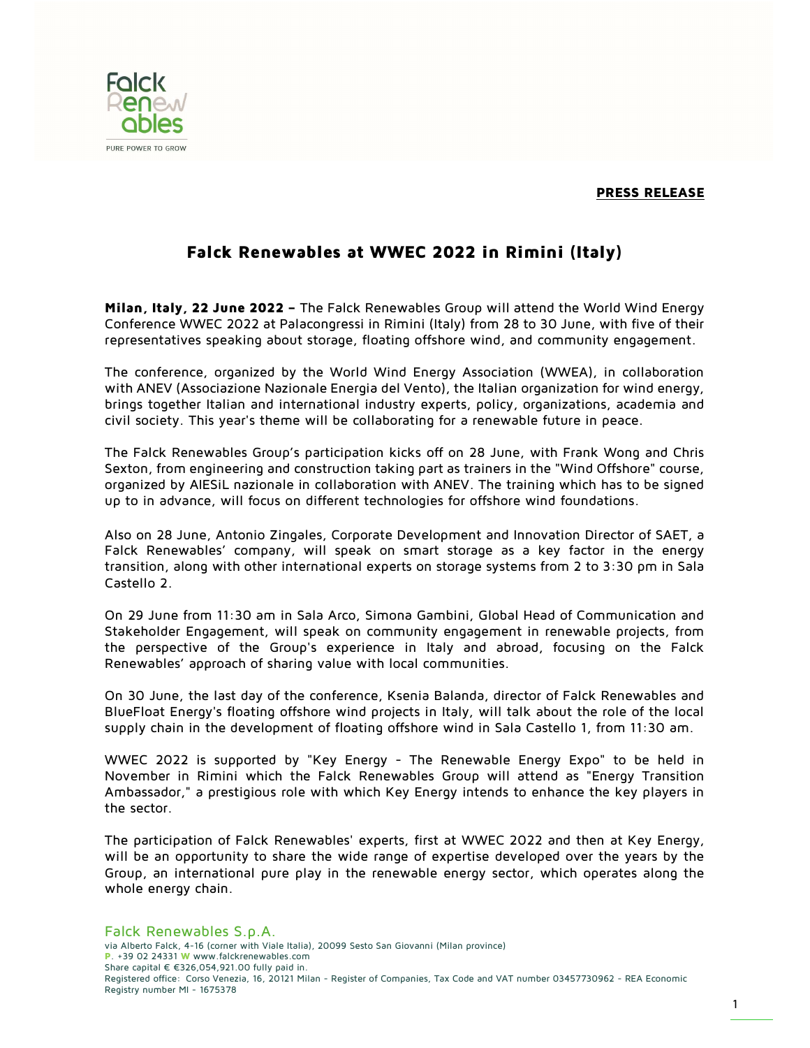**PRESS RELEASE**

# Falck Renewables at WWEC 2022 in Rimini (Italy)

**Milan, Italy, 22 June 2022 –** The Falck Renewables Group will attend the World Wind Energy Conference WWEC 2022 at Palacongressi in Rimini (Italy) from 28 to 30 June, with five of their representatives speaking about storage, floating offshore wind, and community engagement.

The conference, organized by the World Wind Energy Association (WWEA), in collaboration with ANEV (Associazione Nazionale Energia del Vento), the Italian organization for wind energy, brings together Italian and international industry experts, policy, organizations, academia and civil society. This year's theme will be collaborating for a renewable future in peace.

The Falck Renewables Group's participation kicks off on 28 June, with Frank Wong and Chris Sexton, from engineering and construction taking part as trainers in the "Wind Offshore" course, organized by AIESiL nazionale in collaboration with ANEV. The training which has to be signed up to in advance, will focus on different technologies for offshore wind foundations.

Also on 28 June, Antonio Zingales, Corporate Development and Innovation Director of SAET, a Falck Renewables' company, will speak on smart storage as a key factor in the energy transition, along with other international experts on storage systems from 2 to 3:30 pm in Sala Castello 2.

On 29 June from 11:30 am in Sala Arco, Simona Gambini, Global Head of Communication and Stakeholder Engagement, will speak on community engagement in renewable projects, from the perspective of the Group's experience in Italy and abroad, focusing on the Falck Renewables' approach of sharing value with local communities.

On 30 June, the last day of the conference, Ksenia Balanda, director of Falck Renewables and BlueFloat Energy's floating offshore wind projects in Italy, will talk about the role of the local supply chain in the development of floating offshore wind in Sala Castello 1, from 11:30 am.

WWEC 2022 is supported by "Key Energy - The Renewable Energy Expo" to be held in November in Rimini which the Falck Renewables Group will attend as "Energy Transition Ambassador," a prestigious role with which Key Energy intends to enhance the key players in the sector.

The participation of Falck Renewables' experts, first at WWEC 2022 and then at Key Energy, will be an opportunity to share the wide range of expertise developed over the years by the Group, an international pure play in the renewable energy sector, which operates along the whole energy chain.

Falck Renewables S.p.A.
via Alberto Falck, 4-16 (corner with Viale Italia), 20099 Sesto San Giovanni (Milan province)
P. +39 02 24331 W www.falckrenewables.com
Share capital € €326,054,921.00 fully paid in.
Registered office: Corso Venezia, 16, 20121 Milan - Register of Companies, Tax Code and VAT number 03457730962 - REA Economic Registry number MI - 1675378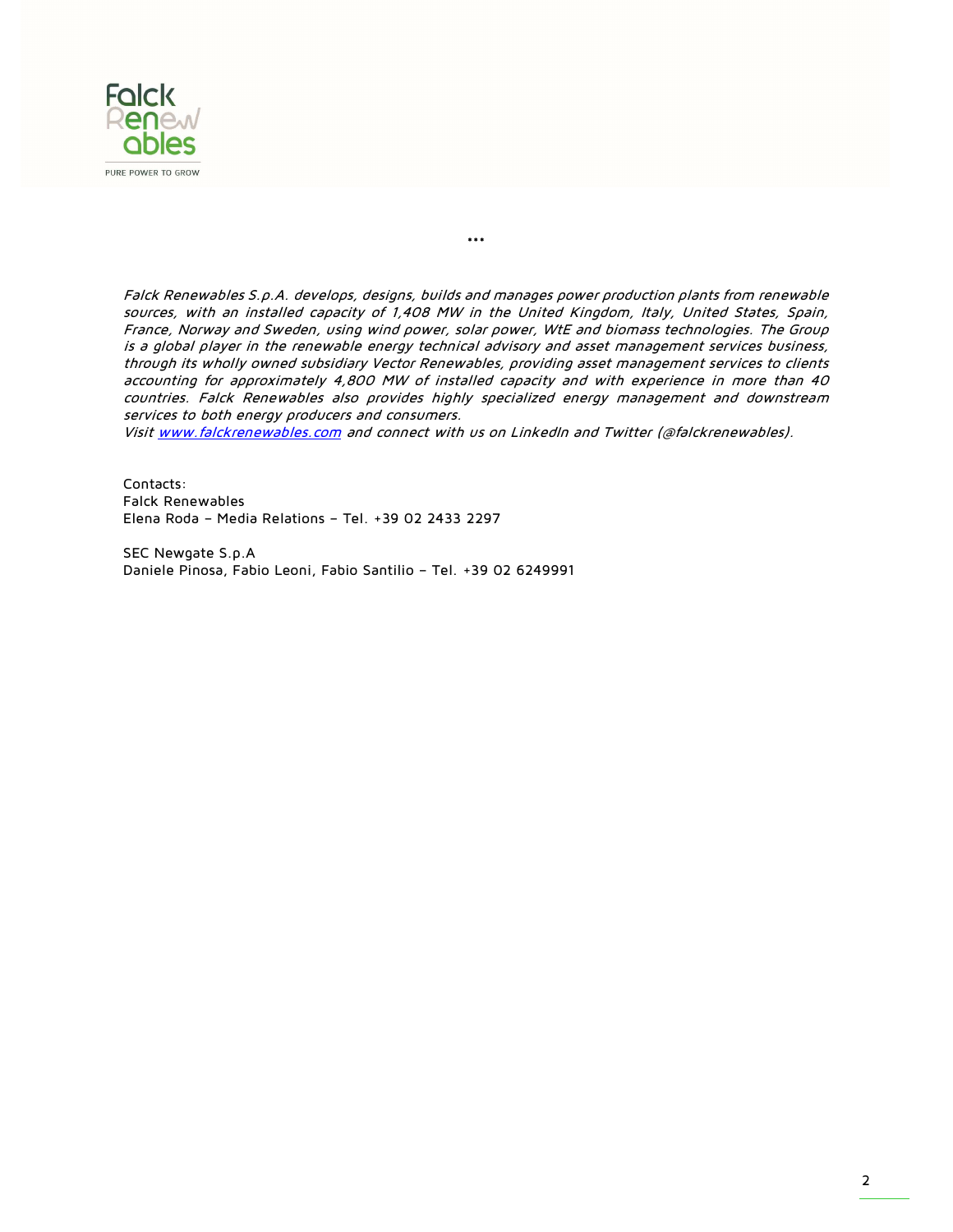•••

*Falck Renewables S.p.A. develops, designs, builds and manages power production plants from renewable sources, with an installed capacity of 1,408 MW in the United Kingdom, Italy, United States, Spain, France, Norway and Sweden, using wind power, solar power, WtE and biomass technologies. The Group is a global player in the renewable energy technical advisory and asset management services business, through its wholly owned subsidiary Vector Renewables, providing asset management services to clients accounting for approximately 4,800 MW of installed capacity and with experience in more than 40 countries. Falck Renewables also provides highly specialized energy management and downstream services to both energy producers and consumers.*
*Visit [www.falckrenewables.com](www.falckrenewables.com) and connect with us on LinkedIn and Twitter (@falckrenewables).*

Contacts:
Falck Renewables
Elena Roda – Media Relations – Tel. +39 02 2433 2297

SEC Newgate S.p.A
Daniele Pinosa, Fabio Leoni, Fabio Santilio – Tel. +39 02 6249991